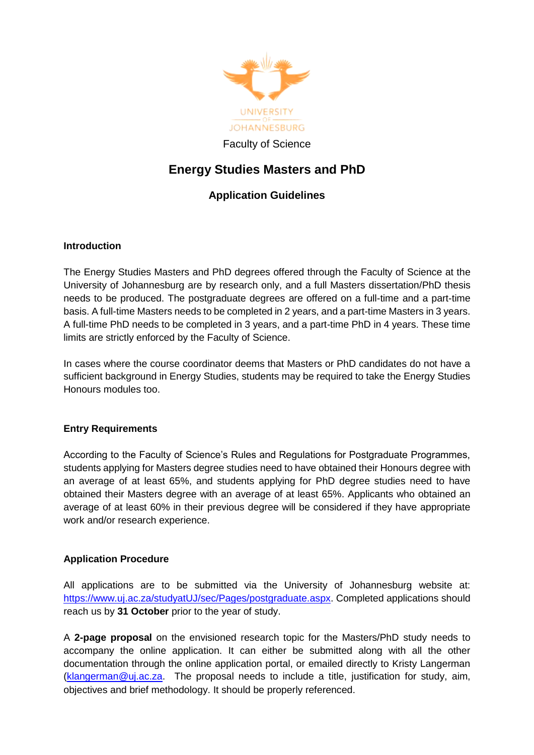UNIVERSITY OF JOHANNESBURG

Faculty of Science

# Energy Studies Masters and PhD

## Application Guidelines

### Introduction

The Energy Studies Masters and PhD degrees offered through the Faculty of Science at the University of Johannesburg are by research only, and a full Masters dissertation/PhD thesis needs to be produced. The postgraduate degrees are offered on a full-time and a part-time basis. A full-time Masters needs to be completed in 2 years, and a part-time Masters in 3 years. A full-time PhD needs to be completed in 3 years, and a part-time PhD in 4 years. These time limits are strictly enforced by the Faculty of Science.

In cases where the course coordinator deems that Masters or PhD candidates do not have a sufficient background in Energy Studies, students may be required to take the Energy Studies Honours modules too.

### Entry Requirements

According to the Faculty of Science's Rules and Regulations for Postgraduate Programmes, students applying for Masters degree studies need to have obtained their Honours degree with an average of at least 65%, and students applying for PhD degree studies need to have obtained their Masters degree with an average of at least 65%. Applicants who obtained an average of at least 60% in their previous degree will be considered if they have appropriate work and/or research experience.

### Application Procedure

All applications are to be submitted via the University of Johannesburg website at: https://www.uj.ac.za/studyatUJ/sec/Pages/postgraduate.aspx. Completed applications should reach us by **31 October** prior to the year of study.

A **2-page proposal** on the envisioned research topic for the Masters/PhD study needs to accompany the online application. It can either be submitted along with all the other documentation through the online application portal, or emailed directly to Kristy Langerman (klangerman@uj.ac.za). The proposal needs to include a title, justification for study, aim, objectives and brief methodology. It should be properly referenced.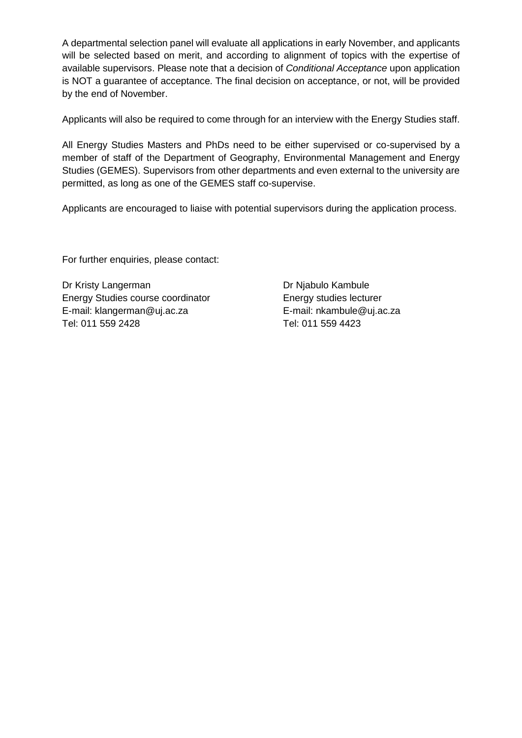A departmental selection panel will evaluate all applications in early November, and applicants will be selected based on merit, and according to alignment of topics with the expertise of available supervisors. Please note that a decision of *Conditional Acceptance* upon application is NOT a guarantee of acceptance. The final decision on acceptance, or not, will be provided by the end of November.

Applicants will also be required to come through for an interview with the Energy Studies staff.

All Energy Studies Masters and PhDs need to be either supervised or co-supervised by a member of staff of the Department of Geography, Environmental Management and Energy Studies (GEMES). Supervisors from other departments and even external to the university are permitted, as long as one of the GEMES staff co-supervise.

Applicants are encouraged to liaise with potential supervisors during the application process.

For further enquiries, please contact:

Dr Kristy Langerman
Energy Studies course coordinator
E-mail: klangerman@uj.ac.za
Tel: 011 559 2428

Dr Njabulo Kambule
Energy studies lecturer
E-mail: nkambule@uj.ac.za
Tel: 011 559 4423